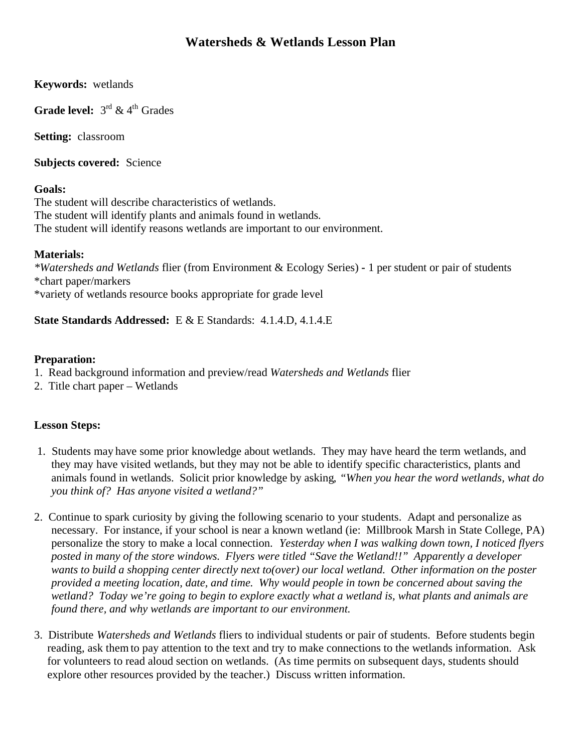# Watersheds & Wetlands Lesson Plan

**Keywords:** wetlands

**Grade level:** 3rd & 4th Grades

**Setting:** classroom

**Subjects covered:** Science

**Goals:**
The student will describe characteristics of wetlands.
The student will identify plants and animals found in wetlands.
The student will identify reasons wetlands are important to our environment.

**Materials:**
**Watersheds and Wetlands* flier (from Environment & Ecology Series) - 1 per student or pair of students
*chart paper/markers
*variety of wetlands resource books appropriate for grade level

**State Standards Addressed:** E & E Standards: 4.1.4.D, 4.1.4.E

**Preparation:**
1. Read background information and preview/read *Watersheds and Wetlands* flier
2. Title chart paper – Wetlands

**Lesson Steps:**

1. Students may have some prior knowledge about wetlands. They may have heard the term wetlands, and they may have visited wetlands, but they may not be able to identify specific characteristics, plants and animals found in wetlands. Solicit prior knowledge by asking, *"When you hear the word wetlands, what do you think of? Has anyone visited a wetland?"*

2. Continue to spark curiosity by giving the following scenario to your students. Adapt and personalize as necessary. For instance, if your school is near a known wetland (ie: Millbrook Marsh in State College, PA) personalize the story to make a local connection. *Yesterday when I was walking down town, I noticed flyers posted in many of the store windows. Flyers were titled "Save the Wetland!!" Apparently a developer wants to build a shopping center directly next to(over) our local wetland. Other information on the poster provided a meeting location, date, and time. Why would people in town be concerned about saving the wetland? Today we're going to begin to explore exactly what a wetland is, what plants and animals are found there, and why wetlands are important to our environment.*

3. Distribute *Watersheds and Wetlands* fliers to individual students or pair of students. Before students begin reading, ask them to pay attention to the text and try to make connections to the wetlands information. Ask for volunteers to read aloud section on wetlands. (As time permits on subsequent days, students should explore other resources provided by the teacher.) Discuss written information.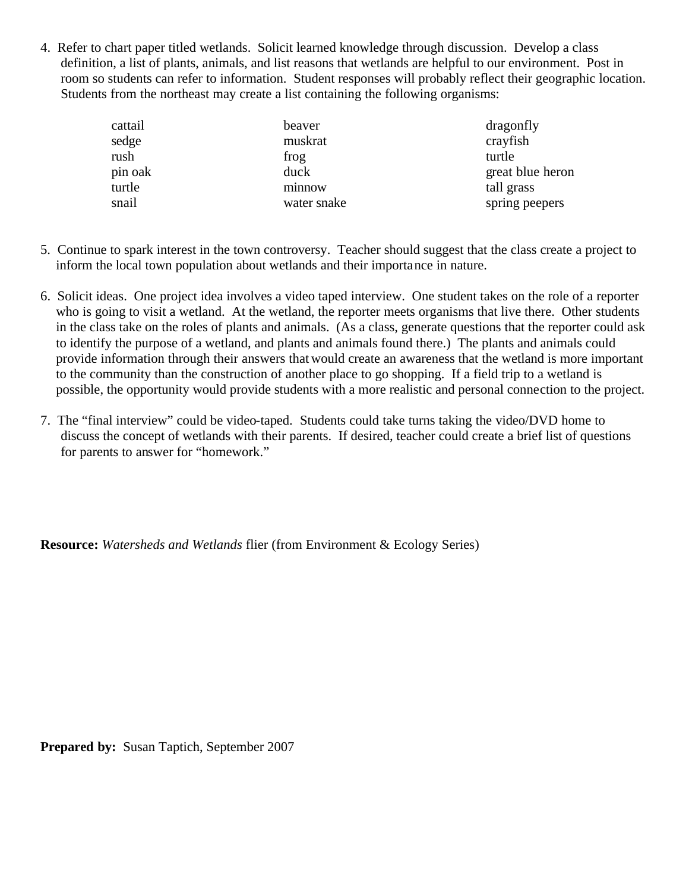4. Refer to chart paper titled wetlands. Solicit learned knowledge through discussion. Develop a class definition, a list of plants, animals, and list reasons that wetlands are helpful to our environment. Post in room so students can refer to information. Student responses will probably reflect their geographic location. Students from the northeast may create a list containing the following organisms:

| | | |
|---|---|---|
| cattail | beaver | dragonfly |
| sedge | muskrat | crayfish |
| rush | frog | turtle |
| pin oak | duck | great blue heron |
| turtle | minnow | tall grass |
| snail | water snake | spring peepers |

5. Continue to spark interest in the town controversy. Teacher should suggest that the class create a project to inform the local town population about wetlands and their importance in nature.

6. Solicit ideas. One project idea involves a video taped interview. One student takes on the role of a reporter who is going to visit a wetland. At the wetland, the reporter meets organisms that live there. Other students in the class take on the roles of plants and animals. (As a class, generate questions that the reporter could ask to identify the purpose of a wetland, and plants and animals found there.) The plants and animals could provide information through their answers that would create an awareness that the wetland is more important to the community than the construction of another place to go shopping. If a field trip to a wetland is possible, the opportunity would provide students with a more realistic and personal connection to the project.

7. The "final interview" could be video-taped. Students could take turns taking the video/DVD home to discuss the concept of wetlands with their parents. If desired, teacher could create a brief list of questions for parents to answer for "homework."

**Resource:** *Watersheds and Wetlands* flier (from Environment & Ecology Series)

**Prepared by:** Susan Taptich, September 2007